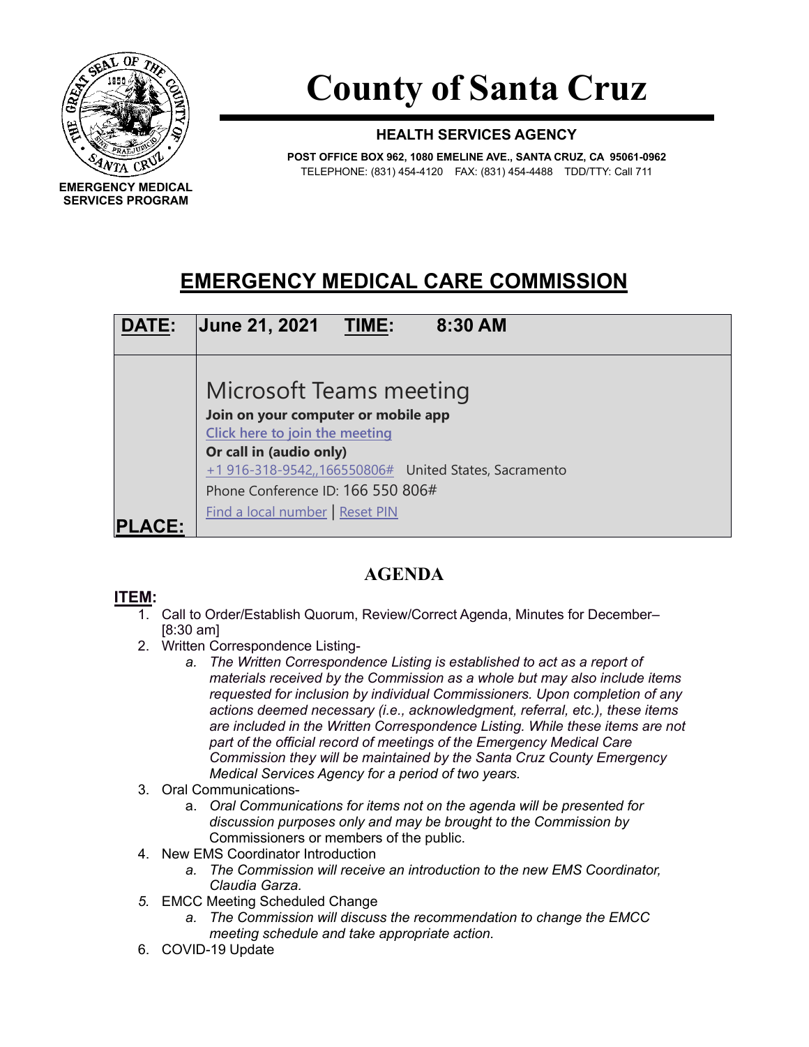EMERGENCY MEDICAL SERVICES PROGRAM

# County of Santa Cruz

**HEALTH SERVICES AGENCY**

**POST OFFICE BOX 962, 1080 EMELINE AVE., SANTA CRUZ, CA 95061-0962**
TELEPHONE: (831) 454-4120 FAX: (831) 454-4488 TDD/TTY: Call 711

## EMERGENCY MEDICAL CARE COMMISSION

| **DATE:** | **June 21, 2021 TIME: 8:30 AM** |
|---|---|
| **PLACE:** | Microsoft Teams meeting<br>**Join on your computer or mobile app**<br>Click here to join the meeting<br>**Or call in (audio only)**<br>+1 916-318-9542,,166550806# United States, Sacramento<br>Phone Conference ID: 166 550 806#<br>Find a local number \| Reset PIN |

## AGENDA

**ITEM:**

1. Call to Order/Establish Quorum, Review/Correct Agenda, Minutes for December– [8:30 am]
2. Written Correspondence Listing-
   a. *The Written Correspondence Listing is established to act as a report of materials received by the Commission as a whole but may also include items requested for inclusion by individual Commissioners. Upon completion of any actions deemed necessary (i.e., acknowledgment, referral, etc.), these items are included in the Written Correspondence Listing. While these items are not part of the official record of meetings of the Emergency Medical Care Commission they will be maintained by the Santa Cruz County Emergency Medical Services Agency for a period of two years.*
3. Oral Communications-
   a. *Oral Communications for items not on the agenda will be presented for discussion purposes only and may be brought to the Commission by* Commissioners or members of the public.
4. New EMS Coordinator Introduction
   a. *The Commission will receive an introduction to the new EMS Coordinator, Claudia Garza.*
5. EMCC Meeting Scheduled Change
   a. *The Commission will discuss the recommendation to change the EMCC meeting schedule and take appropriate action.*
6. COVID-19 Update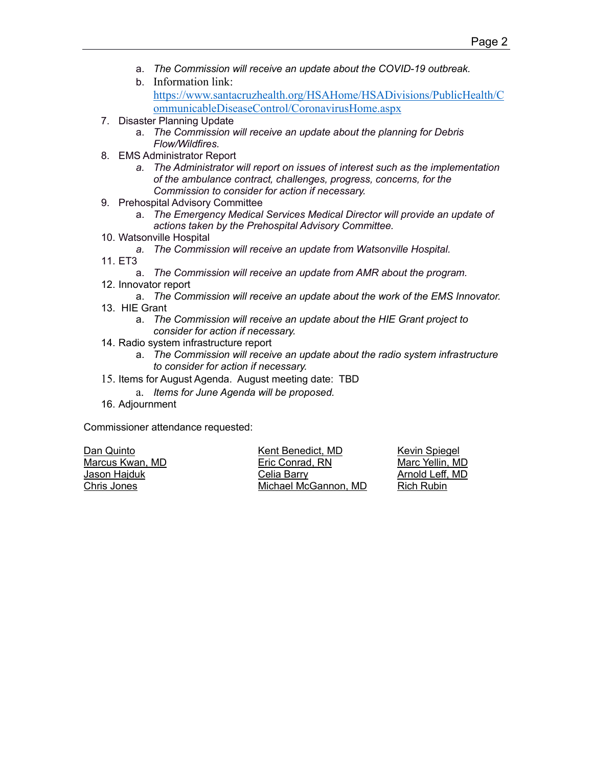a. *The Commission will receive an update about the COVID-19 outbreak.*
   b. Information link: [https://www.santacruzhealth.org/HSAHome/HSADivisions/PublicHealth/CommunicableDiseaseControl/CoronavirusHome.aspx](https://www.santacruzhealth.org/HSAHome/HSADivisions/PublicHealth/CommunicableDiseaseControl/CoronavirusHome.aspx)

7. Disaster Planning Update
   a. *The Commission will receive an update about the planning for Debris Flow/Wildfires.*
8. EMS Administrator Report
   a. *The Administrator will report on issues of interest such as the implementation of the ambulance contract, challenges, progress, concerns, for the Commission to consider for action if necessary.*
9. Prehospital Advisory Committee
   a. *The Emergency Medical Services Medical Director will provide an update of actions taken by the Prehospital Advisory Committee.*
10. Watsonville Hospital
    a. *The Commission will receive an update from Watsonville Hospital.*
11. ET3
    a. *The Commission will receive an update from AMR about the program.*
12. Innovator report
    a. *The Commission will receive an update about the work of the EMS Innovator.*
13. HIE Grant
    a. *The Commission will receive an update about the HIE Grant project to consider for action if necessary.*
14. Radio system infrastructure report
    a. *The Commission will receive an update about the radio system infrastructure to consider for action if necessary.*
15. Items for August Agenda. August meeting date: TBD
    a. *Items for June Agenda will be proposed.*
16. Adjournment

Commissioner attendance requested:

| | | |
|---|---|---|
| Dan Quinto | Kent Benedict, MD | Kevin Spiegel |
| Marcus Kwan, MD | Eric Conrad, RN | Marc Yellin, MD |
| Jason Hajduk | Celia Barry | Arnold Leff, MD |
| Chris Jones | Michael McGannon, MD | Rich Rubin |